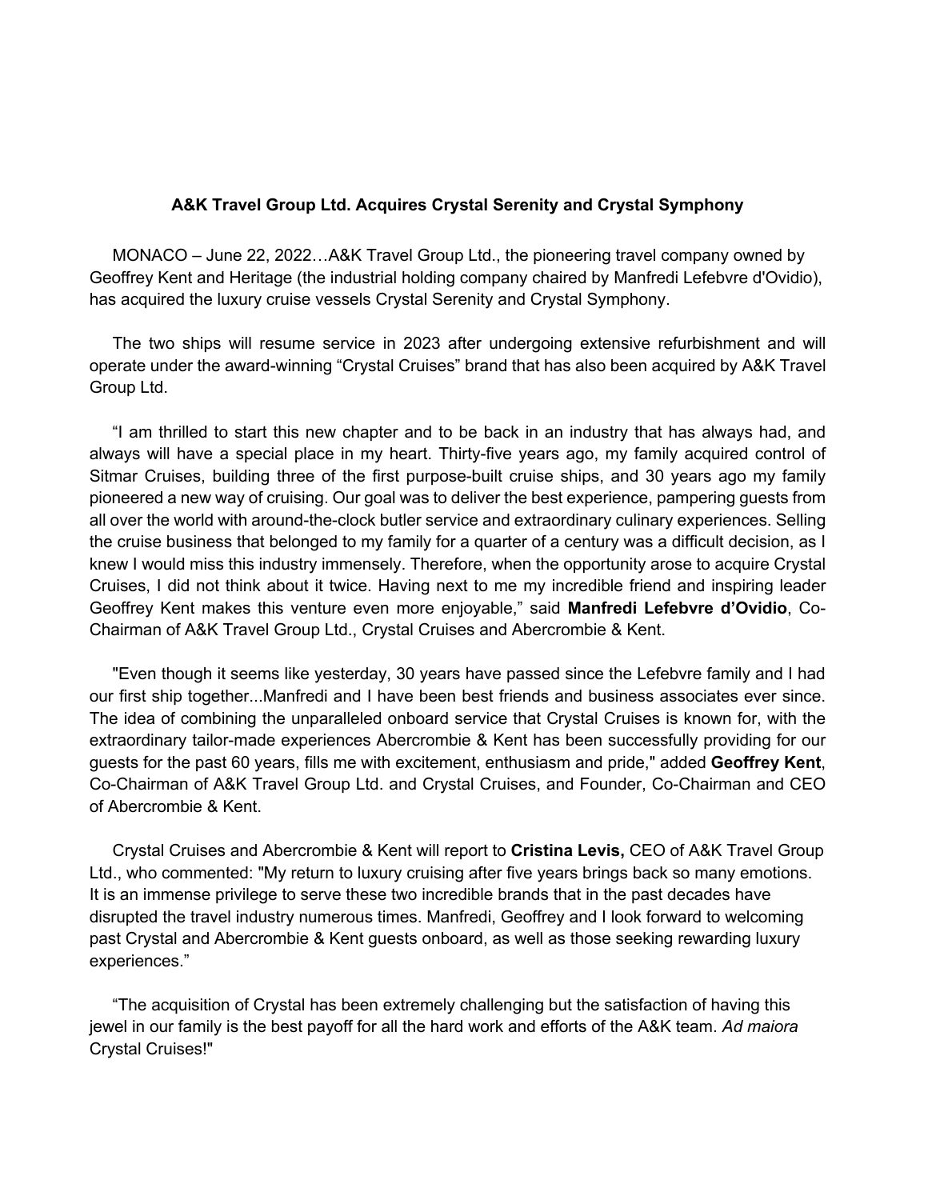**A&K Travel Group Ltd. Acquires Crystal Serenity and Crystal Symphony**

MONACO – June 22, 2022…A&K Travel Group Ltd., the pioneering travel company owned by Geoffrey Kent and Heritage (the industrial holding company chaired by Manfredi Lefebvre d'Ovidio), has acquired the luxury cruise vessels Crystal Serenity and Crystal Symphony.

The two ships will resume service in 2023 after undergoing extensive refurbishment and will operate under the award-winning "Crystal Cruises" brand that has also been acquired by A&K Travel Group Ltd.

"I am thrilled to start this new chapter and to be back in an industry that has always had, and always will have a special place in my heart. Thirty-five years ago, my family acquired control of Sitmar Cruises, building three of the first purpose-built cruise ships, and 30 years ago my family pioneered a new way of cruising. Our goal was to deliver the best experience, pampering guests from all over the world with around-the-clock butler service and extraordinary culinary experiences. Selling the cruise business that belonged to my family for a quarter of a century was a difficult decision, as I knew I would miss this industry immensely. Therefore, when the opportunity arose to acquire Crystal Cruises, I did not think about it twice. Having next to me my incredible friend and inspiring leader Geoffrey Kent makes this venture even more enjoyable," said **Manfredi Lefebvre d'Ovidio**, Co-Chairman of A&K Travel Group Ltd., Crystal Cruises and Abercrombie & Kent.

"Even though it seems like yesterday, 30 years have passed since the Lefebvre family and I had our first ship together...Manfredi and I have been best friends and business associates ever since. The idea of combining the unparalleled onboard service that Crystal Cruises is known for, with the extraordinary tailor-made experiences Abercrombie & Kent has been successfully providing for our guests for the past 60 years, fills me with excitement, enthusiasm and pride," added **Geoffrey Kent**, Co-Chairman of A&K Travel Group Ltd. and Crystal Cruises, and Founder, Co-Chairman and CEO of Abercrombie & Kent.

Crystal Cruises and Abercrombie & Kent will report to **Cristina Levis,** CEO of A&K Travel Group Ltd., who commented: "My return to luxury cruising after five years brings back so many emotions. It is an immense privilege to serve these two incredible brands that in the past decades have disrupted the travel industry numerous times. Manfredi, Geoffrey and I look forward to welcoming past Crystal and Abercrombie & Kent guests onboard, as well as those seeking rewarding luxury experiences."

"The acquisition of Crystal has been extremely challenging but the satisfaction of having this jewel in our family is the best payoff for all the hard work and efforts of the A&K team. *Ad maiora* Crystal Cruises!"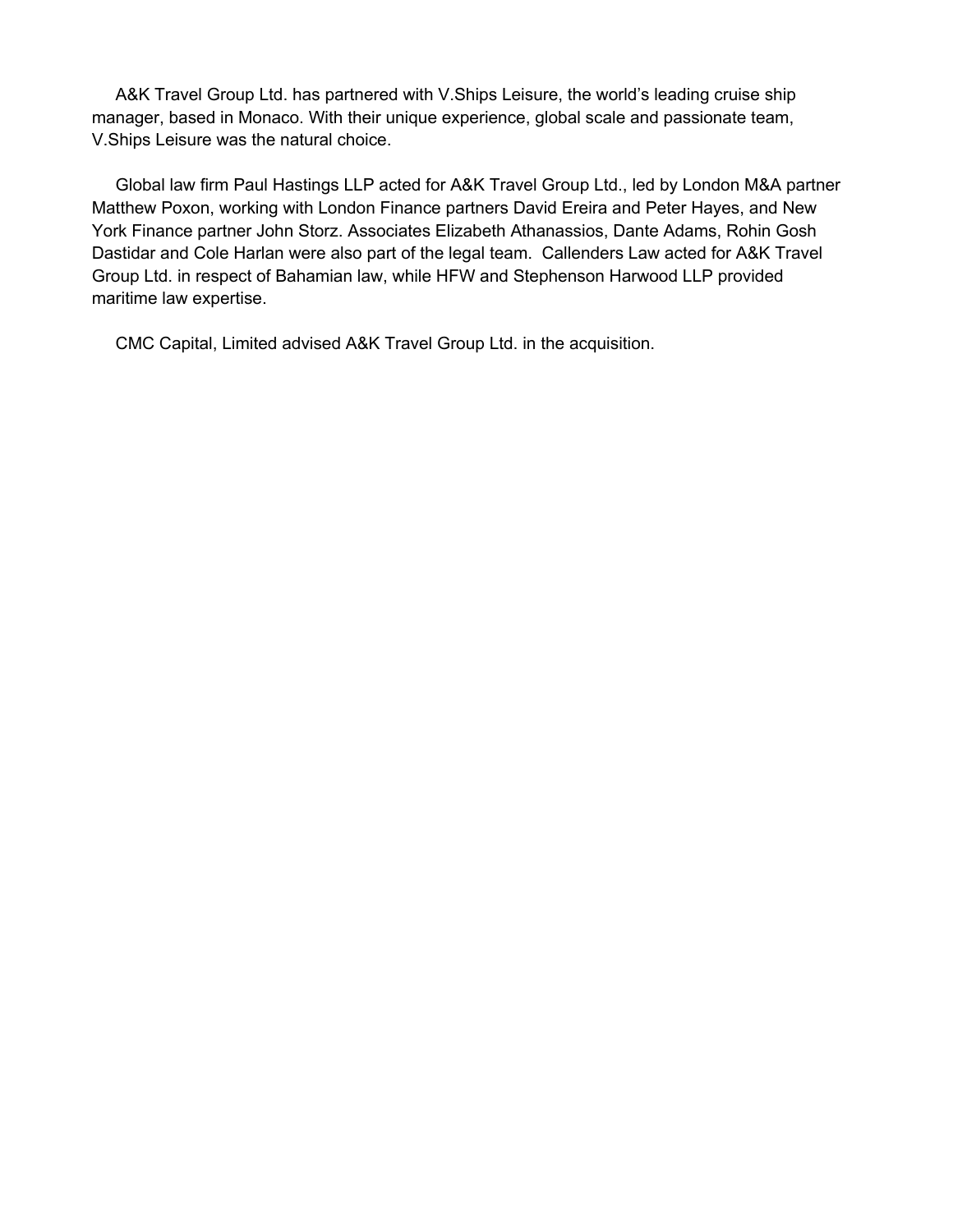A&K Travel Group Ltd. has partnered with V.Ships Leisure, the world's leading cruise ship manager, based in Monaco. With their unique experience, global scale and passionate team, V.Ships Leisure was the natural choice.

Global law firm Paul Hastings LLP acted for A&K Travel Group Ltd., led by London M&A partner Matthew Poxon, working with London Finance partners David Ereira and Peter Hayes, and New York Finance partner John Storz. Associates Elizabeth Athanassios, Dante Adams, Rohin Gosh Dastidar and Cole Harlan were also part of the legal team. Callenders Law acted for A&K Travel Group Ltd. in respect of Bahamian law, while HFW and Stephenson Harwood LLP provided maritime law expertise.

CMC Capital, Limited advised A&K Travel Group Ltd. in the acquisition.